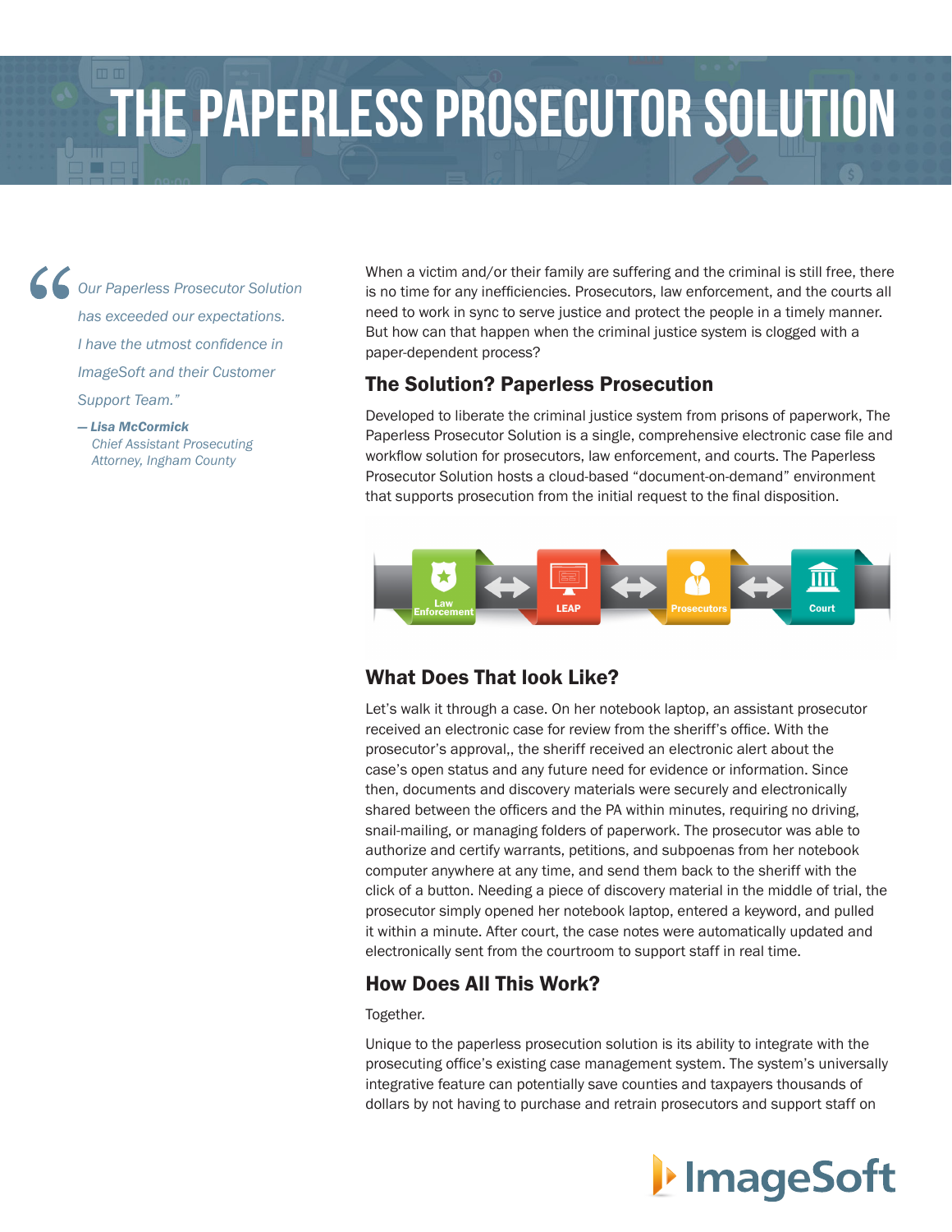# THE PAPERLESS PROSECUTOR SOLUTION

> *"Our Paperless Prosecutor Solution has exceeded our expectations. I have the utmost confidence in ImageSoft and their Customer Support Team."*
>
> ***— Lisa McCormick***
> *Chief Assistant Prosecuting Attorney, Ingham County*

When a victim and/or their family are suffering and the criminal is still free, there is no time for any inefficiencies. Prosecutors, law enforcement, and the courts all need to work in sync to serve justice and protect the people in a timely manner. But how can that happen when the criminal justice system is clogged with a paper-dependent process?

## The Solution? Paperless Prosecution

Developed to liberate the criminal justice system from prisons of paperwork, The Paperless Prosecutor Solution is a single, comprehensive electronic case file and workflow solution for prosecutors, law enforcement, and courts. The Paperless Prosecutor Solution hosts a cloud-based "document-on-demand" environment that supports prosecution from the initial request to the final disposition.

Law Enforcement ↔ LEAP ↔ Prosecutors ↔ Court

## What Does That look Like?

Let's walk it through a case. On her notebook laptop, an assistant prosecutor received an electronic case for review from the sheriff's office. With the prosecutor's approval,, the sheriff received an electronic alert about the case's open status and any future need for evidence or information. Since then, documents and discovery materials were securely and electronically shared between the officers and the PA within minutes, requiring no driving, snail-mailing, or managing folders of paperwork. The prosecutor was able to authorize and certify warrants, petitions, and subpoenas from her notebook computer anywhere at any time, and send them back to the sheriff with the click of a button. Needing a piece of discovery material in the middle of trial, the prosecutor simply opened her notebook laptop, entered a keyword, and pulled it within a minute. After court, the case notes were automatically updated and electronically sent from the courtroom to support staff in real time.

## How Does All This Work?

Together.

Unique to the paperless prosecution solution is its ability to integrate with the prosecuting office's existing case management system. The system's universally integrative feature can potentially save counties and taxpayers thousands of dollars by not having to purchase and retrain prosecutors and support staff on

ImageSoft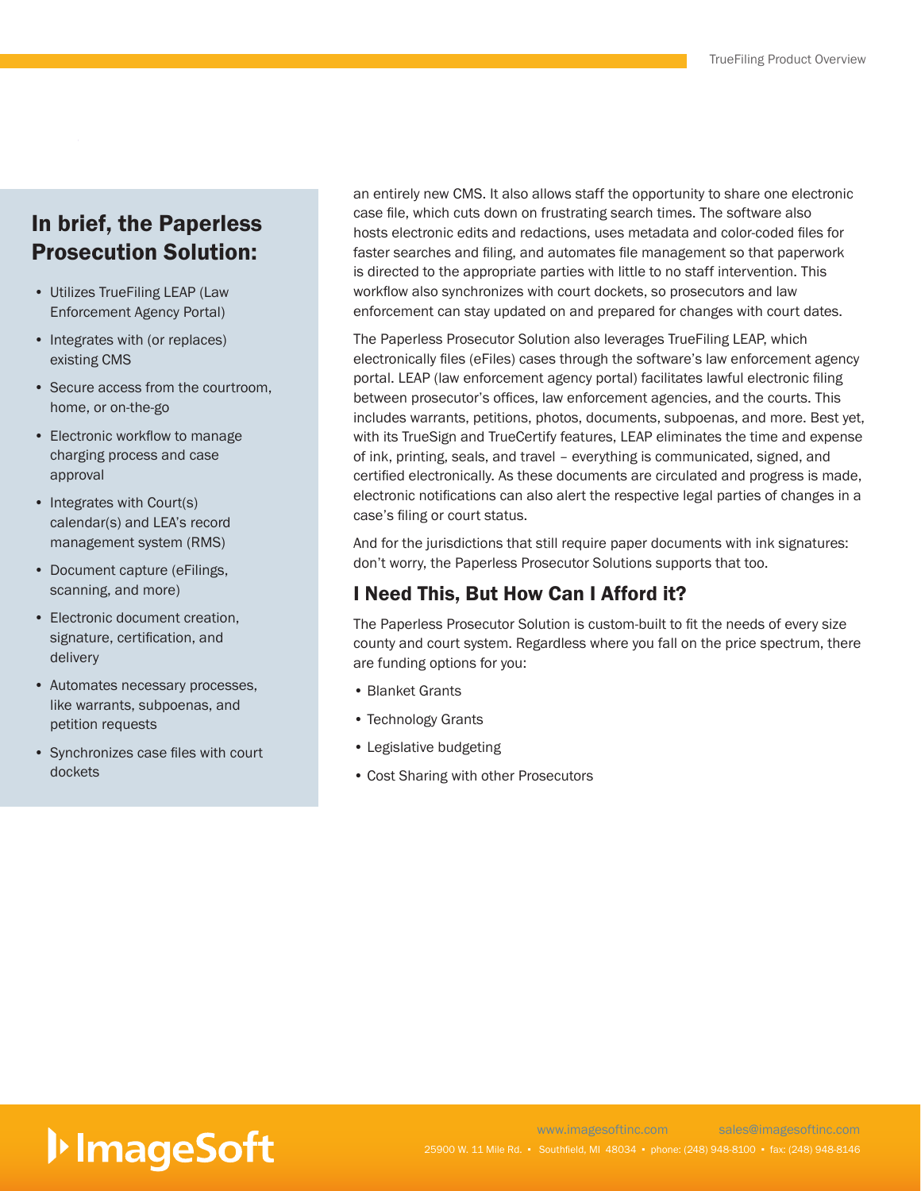an entirely new CMS. It also allows staff the opportunity to share one electronic case file, which cuts down on frustrating search times. The software also hosts electronic edits and redactions, uses metadata and color-coded files for faster searches and filing, and automates file management so that paperwork is directed to the appropriate parties with little to no staff intervention. This workflow also synchronizes with court dockets, so prosecutors and law enforcement can stay updated on and prepared for changes with court dates.

The Paperless Prosecutor Solution also leverages TrueFiling LEAP, which electronically files (eFiles) cases through the software's law enforcement agency portal. LEAP (law enforcement agency portal) facilitates lawful electronic filing between prosecutor's offices, law enforcement agencies, and the courts. This includes warrants, petitions, photos, documents, subpoenas, and more. Best yet, with its TrueSign and TrueCertify features, LEAP eliminates the time and expense of ink, printing, seals, and travel – everything is communicated, signed, and certified electronically. As these documents are circulated and progress is made, electronic notifications can also alert the respective legal parties of changes in a case's filing or court status.

And for the jurisdictions that still require paper documents with ink signatures: don't worry, the Paperless Prosecutor Solutions supports that too.

## I Need This, But How Can I Afford it?

The Paperless Prosecutor Solution is custom-built to fit the needs of every size county and court system. Regardless where you fall on the price spectrum, there are funding options for you:

- Blanket Grants
- Technology Grants
- Legislative budgeting
- Cost Sharing with other Prosecutors

## In brief, the Paperless Prosecution Solution:

- Utilizes TrueFiling LEAP (Law Enforcement Agency Portal)
- Integrates with (or replaces) existing CMS
- Secure access from the courtroom, home, or on-the-go
- Electronic workflow to manage charging process and case approval
- Integrates with Court(s) calendar(s) and LEA's record management system (RMS)
- Document capture (eFilings, scanning, and more)
- Electronic document creation, signature, certification, and delivery
- Automates necessary processes, like warrants, subpoenas, and petition requests
- Synchronizes case files with court dockets

ImageSoft

www.imagesoftinc.com sales@imagesoftinc.com

25900 W. 11 Mile Rd. • Southfield, MI 48034 • phone: (248) 948-8100 • fax: (248) 948-8146